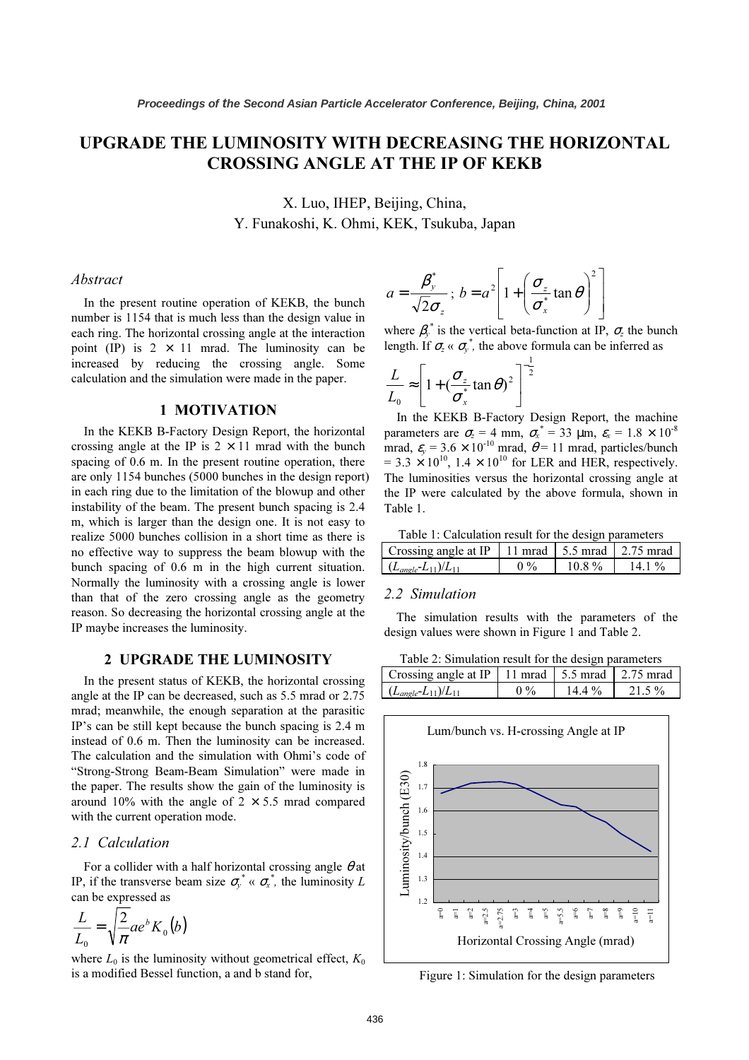# UPGRADE THE LUMINOSITY WITH DECREASING THE HORIZONTAL CROSSING ANGLE AT THE IP OF KEKB

X. Luo, IHEP, Beijing, China,
Y. Funakoshi, K. Ohmi, KEK, Tsukuba, Japan

### *Abstract*

In the present routine operation of KEKB, the bunch number is 1154 that is much less than the design value in each ring. The horizontal crossing angle at the interaction point (IP) is 2 × 11 mrad. The luminosity can be increased by reducing the crossing angle. Some calculation and the simulation were made in the paper.

## 1 MOTIVATION

In the KEKB B-Factory Design Report, the horizontal crossing angle at the IP is 2 × 11 mrad with the bunch spacing of 0.6 m. In the present routine operation, there are only 1154 bunches (5000 bunches in the design report) in each ring due to the limitation of the blowup and other instability of the beam. The present bunch spacing is 2.4 m, which is larger than the design one. It is not easy to realize 5000 bunches collision in a short time as there is no effective way to suppress the beam blowup with the bunch spacing of 0.6 m in the high current situation. Normally the luminosity with a crossing angle is lower than that of the zero crossing angle as the geometry reason. So decreasing the horizontal crossing angle at the IP maybe increases the luminosity.

## 2 UPGRADE THE LUMINOSITY

In the present status of KEKB, the horizontal crossing angle at the IP can be decreased, such as 5.5 mrad or 2.75 mrad; meanwhile, the enough separation at the parasitic IP's can be still kept because the bunch spacing is 2.4 m instead of 0.6 m. Then the luminosity can be increased. The calculation and the simulation with Ohmi's code of "Strong-Strong Beam-Beam Simulation" were made in the paper. The results show the gain of the luminosity is around 10% with the angle of 2 × 5.5 mrad compared with the current operation mode.

### *2.1 Calculation*

For a collider with a half horizontal crossing angle $\theta$ at IP, if the transverse beam size $\sigma_y^* \ll \sigma_x^*$, the luminosity $L$ can be expressed as

$$\frac{L}{L_0} = \sqrt{\frac{2}{\pi}} a e^b K_0(b)$$

where $L_0$ is the luminosity without geometrical effect, $K_0$ is a modified Bessel function, a and b stand for,

$$a = \frac{\beta_y^*}{\sqrt{2}\sigma_z} \; ; \; b = a^2\left[1 + \left(\frac{\sigma_z}{\sigma_x^*}\tan\theta\right)^2\right]$$

where $\beta_y^*$ is the vertical beta-function at IP, $\sigma_z$ the bunch length. If $\sigma_z \ll \sigma_y^*$, the above formula can be inferred as

$$\frac{L}{L_0} \approx \left[1 + \left(\frac{\sigma_z}{\sigma_x^*}\tan\theta\right)^2\right]^{-\frac{1}{2}}$$

In the KEKB B-Factory Design Report, the machine parameters are $\sigma_z$ = 4 mm, $\sigma_x^*$ = 33 μm, $\varepsilon_x = 1.8 \times 10^{-8}$ mrad, $\varepsilon_y = 3.6 \times 10^{-10}$ mrad, $\theta$ = 11 mrad, particles/bunch = $3.3 \times 10^{10}$, $1.4 \times 10^{10}$ for LER and HER, respectively. The luminosities versus the horizontal crossing angle at the IP were calculated by the above formula, shown in Table 1.

Table 1: Calculation result for the design parameters

| Crossing angle at IP | 11 mrad | 5.5 mrad | 2.75 mrad |
|---|---|---|---|
| $(L_{angle}-L_{11})/L_{11}$ | 0 % | 10.8 % | 14.1 % |

### *2.2 Simulation*

The simulation results with the parameters of the design values were shown in Figure 1 and Table 2.

Table 2: Simulation result for the design parameters

| Crossing angle at IP | 11 mrad | 5.5 mrad | 2.75 mrad |
|---|---|---|---|
| $(L_{angle}-L_{11})/L_{11}$ | 0 % | 14.4 % | 21.5 % |

Figure 1: Simulation for the design parameters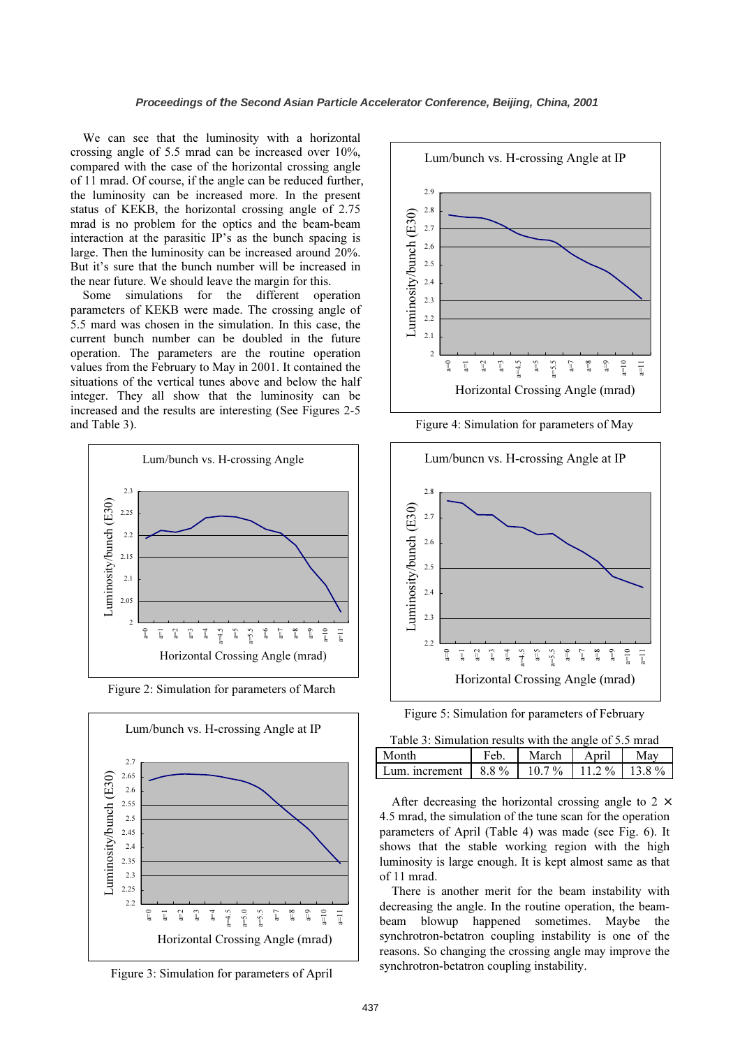We can see that the luminosity with a horizontal crossing angle of 5.5 mrad can be increased over 10%, compared with the case of the horizontal crossing angle of 11 mrad. Of course, if the angle can be reduced further, the luminosity can be increased more. In the present status of KEKB, the horizontal crossing angle of 2.75 mrad is no problem for the optics and the beam-beam interaction at the parasitic IP's as the bunch spacing is large. Then the luminosity can be increased around 20%. But it's sure that the bunch number will be increased in the near future. We should leave the margin for this.

Some simulations for the different operation parameters of KEKB were made. The crossing angle of 5.5 mard was chosen in the simulation. In this case, the current bunch number can be doubled in the future operation. The parameters are the routine operation values from the February to May in 2001. It contained the situations of the vertical tunes above and below the half integer. They all show that the luminosity can be increased and the results are interesting (See Figures 2-5 and Table 3).

Figure 2: Simulation for parameters of March

Figure 3: Simulation for parameters of April

Figure 4: Simulation for parameters of May

Figure 5: Simulation for parameters of February

Table 3: Simulation results with the angle of 5.5 mrad

| Month | Feb. | March | April | May |
|---|---|---|---|---|
| Lum. increment | 8.8 % | 10.7 % | 11.2 % | 13.8 % |

After decreasing the horizontal crossing angle to 2 × 4.5 mrad, the simulation of the tune scan for the operation parameters of April (Table 4) was made (see Fig. 6). It shows that the stable working region with the high luminosity is large enough. It is kept almost same as that of 11 mrad.

There is another merit for the beam instability with decreasing the angle. In the routine operation, the beam-beam blowup happened sometimes. Maybe the synchrotron-betatron coupling instability is one of the reasons. So changing the crossing angle may improve the synchrotron-betatron coupling instability.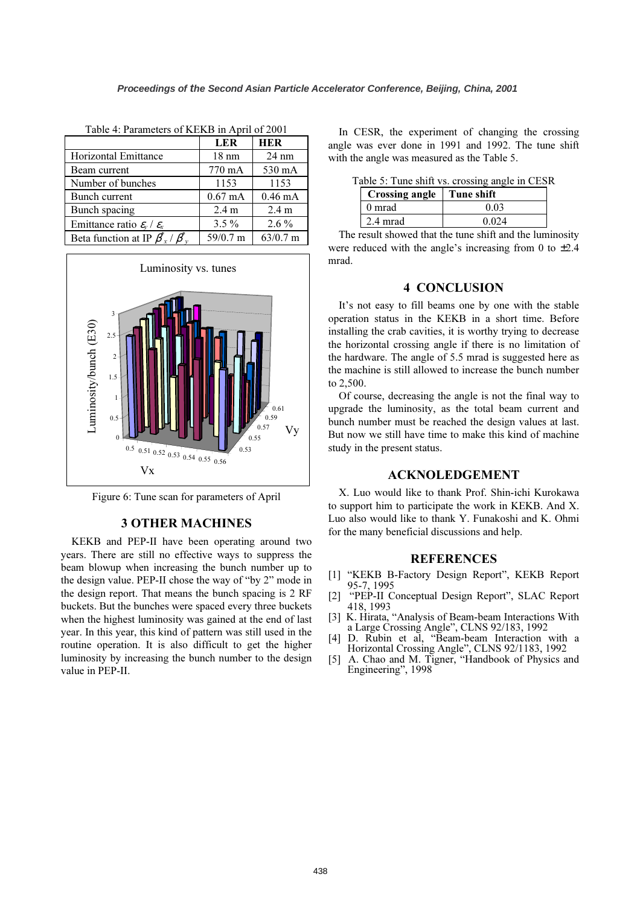Table 4: Parameters of KEKB in April of 2001

| | LER | HER |
|---|---|---|
| Horizontal Emittance | 18 nm | 24 nm |
| Beam current | 770 mA | 530 mA |
| Number of bunches | 1153 | 1153 |
| Bunch current | 0.67 mA | 0.46 mA |
| Bunch spacing | 2.4 m | 2.4 m |
| Emittance ratio $\varepsilon_y / \varepsilon_x$ | 3.5 % | 2.6 % |
| Beta function at IP $\beta^*_x / \beta^*_y$ | 59/0.7 m | 63/0.7 m |

Luminosity vs. tunes

Luminosity/bunch (E30)

0
0.5
1
1.5
2
2.5
3

Vx
0.5 0.51 0.52 0.53 0.54 0.55 0.56

Vy
0.53 0.55 0.57 0.59 0.61

Figure 6: Tune scan for parameters of April

## 3 OTHER MACHINES

KEKB and PEP-II have been operating around two years. There are still no effective ways to suppress the beam blowup when increasing the bunch number up to the design value. PEP-II chose the way of "by 2" mode in the design report. That means the bunch spacing is 2 RF buckets. But the bunches were spaced every three buckets when the highest luminosity was gained at the end of last year. In this year, this kind of pattern was still used in the routine operation. It is also difficult to get the higher luminosity by increasing the bunch number to the design value in PEP-II.

In CESR, the experiment of changing the crossing angle was ever done in 1991 and 1992. The tune shift with the angle was measured as the Table 5.

Table 5: Tune shift vs. crossing angle in CESR

| Crossing angle | Tune shift |
|---|---|
| 0 mrad | 0.03 |
| 2.4 mrad | 0.024 |

The result showed that the tune shift and the luminosity were reduced with the angle's increasing from 0 to ±2.4 mrad.

## 4 CONCLUSION

It's not easy to fill beams one by one with the stable operation status in the KEKB in a short time. Before installing the crab cavities, it is worthy trying to decrease the horizontal crossing angle if there is no limitation of the hardware. The angle of 5.5 mrad is suggested here as the machine is still allowed to increase the bunch number to 2,500.

Of course, decreasing the angle is not the final way to upgrade the luminosity, as the total beam current and bunch number must be reached the design values at last. But now we still have time to make this kind of machine study in the present status.

## ACKNOLEDGEMENT

X. Luo would like to thank Prof. Shin-ichi Kurokawa to support him to participate the work in KEKB. And X. Luo also would like to thank Y. Funakoshi and K. Ohmi for the many beneficial discussions and help.

## REFERENCES

[1] "KEKB B-Factory Design Report", KEKB Report 95-7, 1995

[2] "PEP-II Conceptual Design Report", SLAC Report 418, 1993

[3] K. Hirata, "Analysis of Beam-beam Interactions With a Large Crossing Angle", CLNS 92/183, 1992

[4] D. Rubin et al, "Beam-beam Interaction with a Horizontal Crossing Angle", CLNS 92/1183, 1992

[5] A. Chao and M. Tigner, "Handbook of Physics and Engineering", 1998